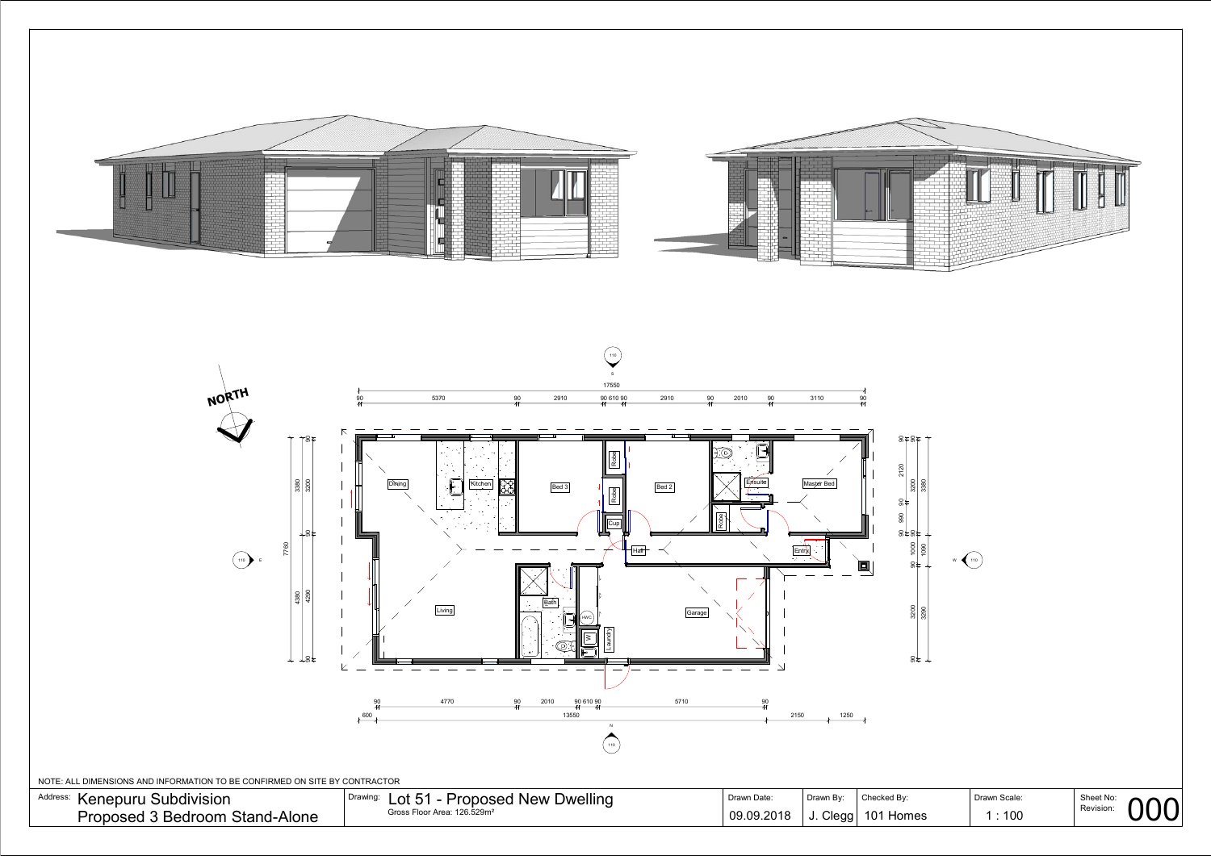NORTH

Dining | Kitchen | Bed 3 | Robe | Robe | Cup | Bed 2 | Robe | Ensuite | Master Bed | Hall | Entry | Living | Bath | Laundry | Garage

17550

90 | 5370 | 90 | 2910 | 90 610 90 | 2910 | 90 | 2010 | 90 | 3110 | 90

90 | 4770 | 90 | 2010 | 90 610 90 | 5710 | 90

600 | 13550 | 2150 | 1250

7760 | 3380 | 3200 | 90 | 4380 | 4290 | 90

90 | 90 | 2120 | 3200 | 3380 | 90 | 990 | 90 | 1000 | 1090 | 90 | 3200 | 3290 | 90

NOTE: ALL DIMENSIONS AND INFORMATION TO BE CONFIRMED ON SITE BY CONTRACTOR

| Address: Kenepuru Subdivision Proposed 3 Bedroom Stand-Alone | Drawing: Lot 51 - Proposed New Dwelling Gross Floor Area: 126.529m² | Drawn Date: 09.09.2018 | Drawn By: J. Clegg | Checked By: 101 Homes | Drawn Scale: 1 : 100 | Sheet No: Revision: 000 |
|---|---|---|---|---|---|---|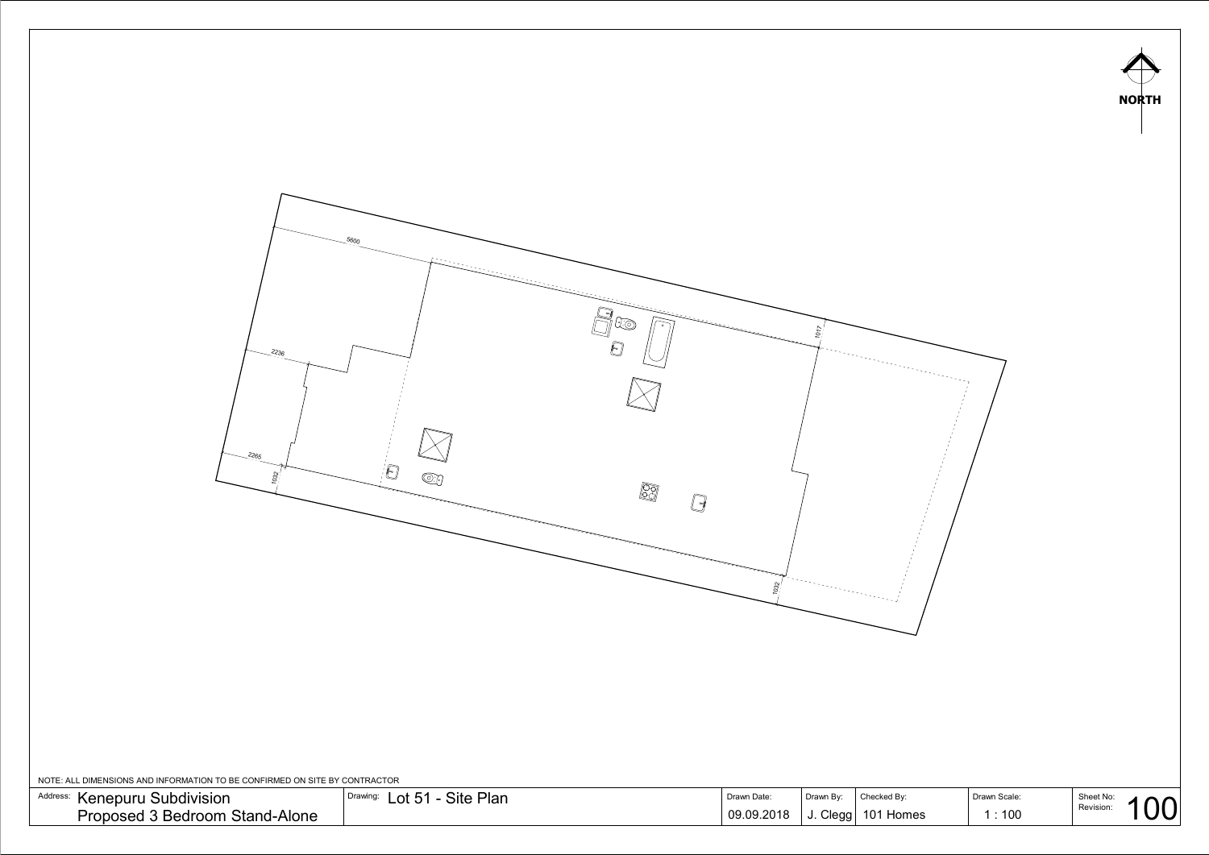NORTH

5600

2236

2265

1032

1017

1032

NOTE: ALL DIMENSIONS AND INFORMATION TO BE CONFIRMED ON SITE BY CONTRACTOR

| Address: Kenepuru Subdivision Proposed 3 Bedroom Stand-Alone | Drawing: Lot 51 - Site Plan | Drawn Date: 09.09.2018 | Drawn By: J. Clegg | Checked By: 101 Homes | Drawn Scale: 1 : 100 | Sheet No: 100 Revision: |
|---|---|---|---|---|---|---|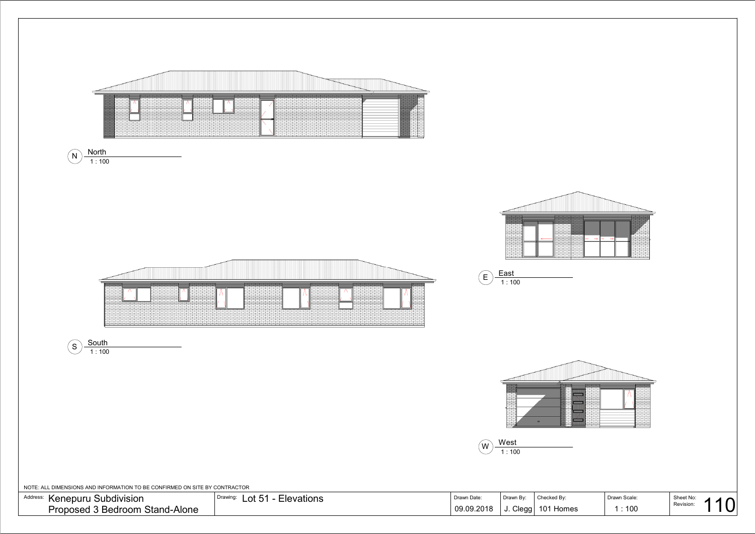N North
1 : 100

E East
1 : 100

S South
1 : 100

W West
1 : 100

NOTE: ALL DIMENSIONS AND INFORMATION TO BE CONFIRMED ON SITE BY CONTRACTOR

| Address: Kenepuru Subdivision Proposed 3 Bedroom Stand-Alone | Drawing: Lot 51 - Elevations | Drawn Date: 09.09.2018 | Drawn By: J. Clegg | Checked By: 101 Homes | Drawn Scale: 1 : 100 | Sheet No: Revision: 110 |
| --- | --- | --- | --- | --- | --- | --- |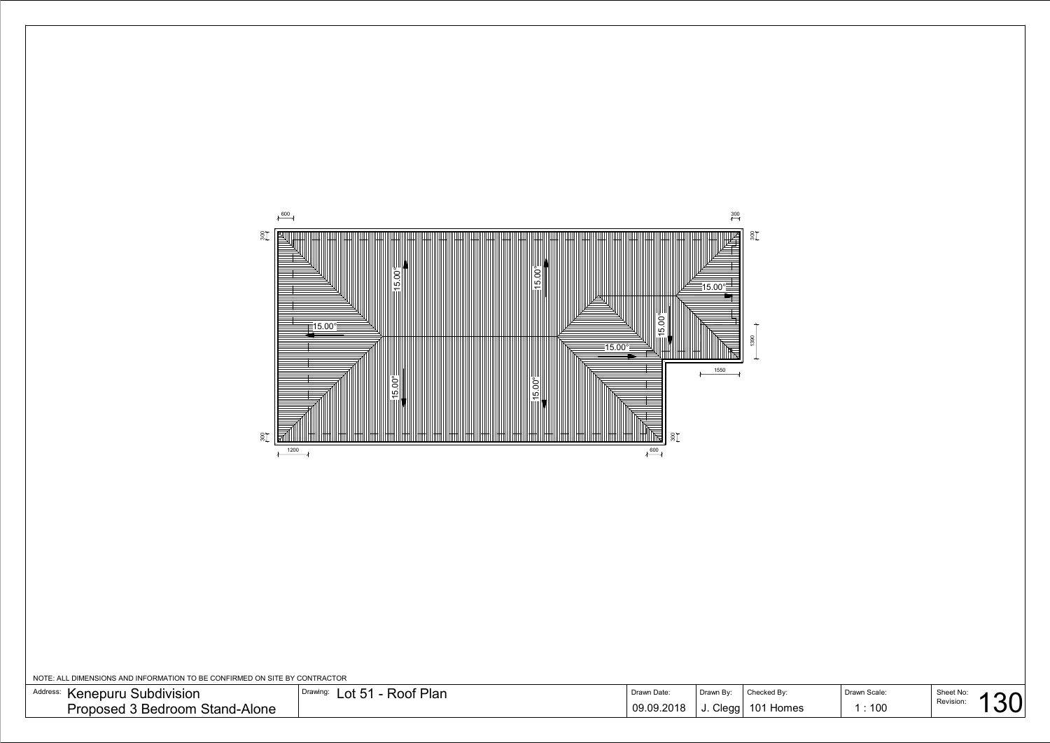NOTE: ALL DIMENSIONS AND INFORMATION TO BE CONFIRMED ON SITE BY CONTRACTOR

| Address: Kenepuru Subdivision Proposed 3 Bedroom Stand-Alone | Drawing: Lot 51 - Roof Plan | Drawn Date: 09.09.2018 | Drawn By: J. Clegg | Checked By: 101 Homes | Drawn Scale: 1 : 100 | Sheet No: 130 Revision: |
| --- | --- | --- | --- | --- | --- | --- |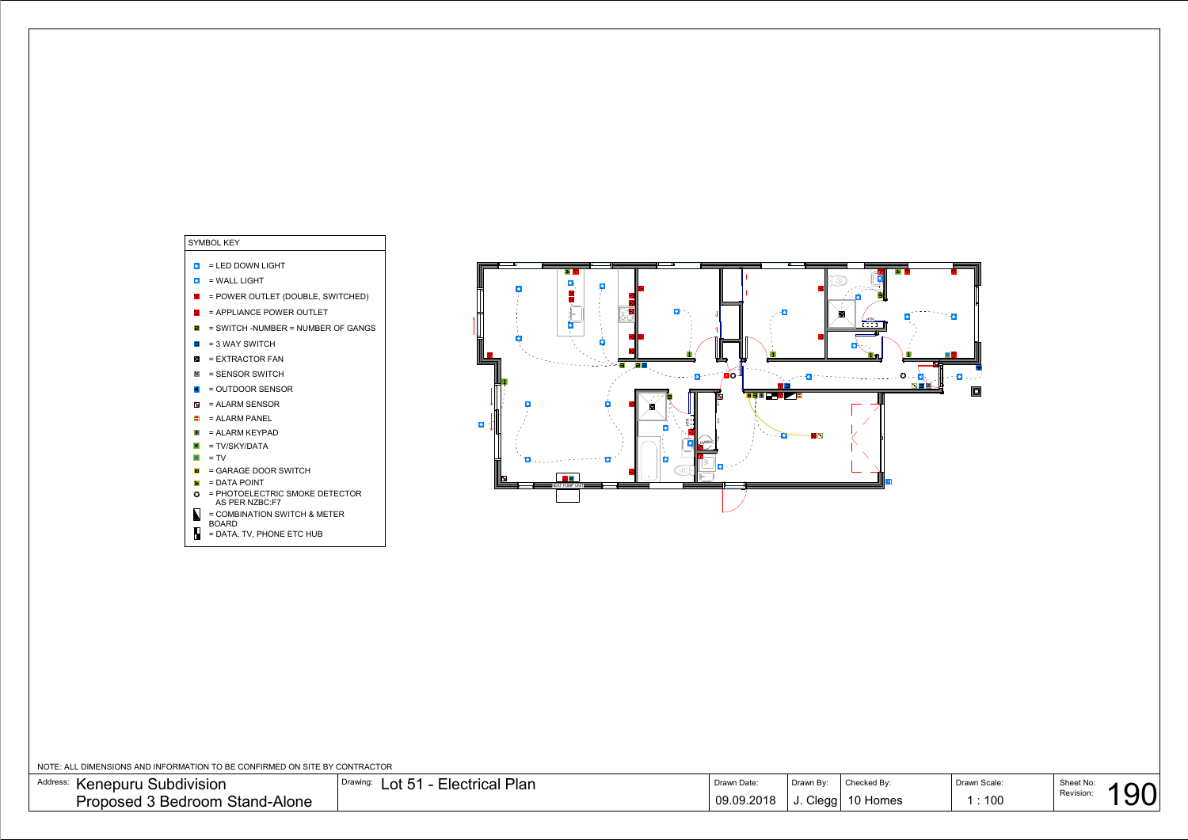SYMBOL KEY

- = LED DOWN LIGHT
- = WALL LIGHT
- = POWER OUTLET (DOUBLE, SWITCHED)
- = APPLIANCE POWER OUTLET
- = SWITCH -NUMBER = NUMBER OF GANGS
- = 3 WAY SWITCH
- = EXTRACTOR FAN
- = SENSOR SWITCH
- = OUTDOOR SENSOR
- = ALARM SENSOR
- = ALARM PANEL
- = ALARM KEYPAD
- = TV/SKY/DATA
- = TV
- = GARAGE DOOR SWITCH
- = DATA POINT
- = PHOTOELECTRIC SMOKE DETECTOR AS PER NZBC:F7
- = COMBINATION SWITCH & METER BOARD
- = DATA, TV, PHONE ETC HUB

HEAT PUMP UNIT

HTR

NOTE: ALL DIMENSIONS AND INFORMATION TO BE CONFIRMED ON SITE BY CONTRACTOR

| Address: | Drawing: | Drawn Date: | Drawn By: | Checked By: | Drawn Scale: | Sheet No: / Revision: |
| --- | --- | --- | --- | --- | --- | --- |
| Kenepuru Subdivision Proposed 3 Bedroom Stand-Alone | Lot 51 - Electrical Plan | 09.09.2018 | J. Clegg | 10 Homes | 1 : 100 | 190 |